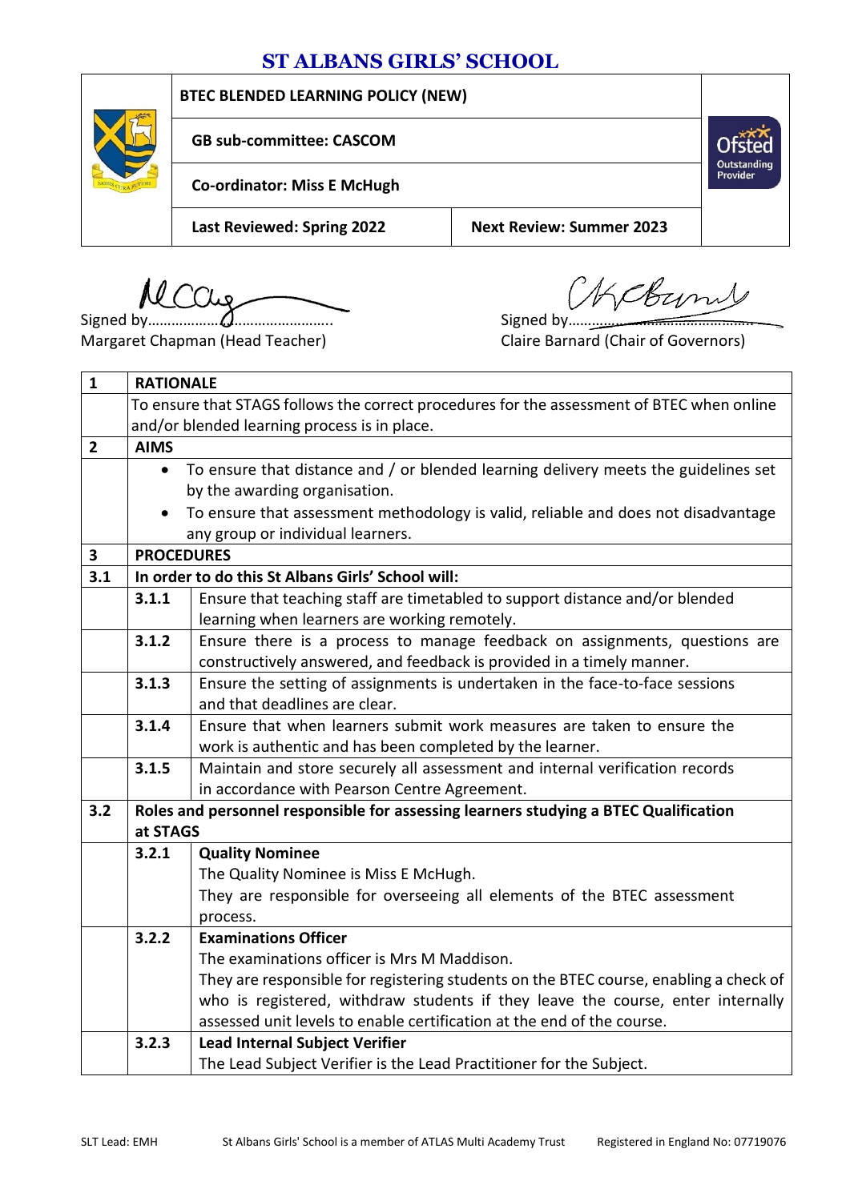# ST ALBANS GIRLS' SCHOOL

| BTEC BLENDED LEARNING POLICY (NEW) | |
|---|---|
| GB sub-committee: CASCOM | |
| Co-ordinator: Miss E McHugh | |
| Last Reviewed: Spring 2022 | Next Review: Summer 2023 |

Signed by……………………………………..
Margaret Chapman (Head Teacher)

Signed by……………………………………..
Claire Barnard (Chair of Governors)

| | | |
|---|---|---|
| **1** | **RATIONALE** | |
| | To ensure that STAGS follows the correct procedures for the assessment of BTEC when online and/or blended learning process is in place. | |
| **2** | **AIMS** | |
| | • To ensure that distance and / or blended learning delivery meets the guidelines set by the awarding organisation.<br>• To ensure that assessment methodology is valid, reliable and does not disadvantage any group or individual learners. | |
| **3** | **PROCEDURES** | |
| **3.1** | **In order to do this St Albans Girls' School will:** | |
| | **3.1.1** | Ensure that teaching staff are timetabled to support distance and/or blended learning when learners are working remotely. |
| | **3.1.2** | Ensure there is a process to manage feedback on assignments, questions are constructively answered, and feedback is provided in a timely manner. |
| | **3.1.3** | Ensure the setting of assignments is undertaken in the face-to-face sessions and that deadlines are clear. |
| | **3.1.4** | Ensure that when learners submit work measures are taken to ensure the work is authentic and has been completed by the learner. |
| | **3.1.5** | Maintain and store securely all assessment and internal verification records in accordance with Pearson Centre Agreement. |
| **3.2** | **Roles and personnel responsible for assessing learners studying a BTEC Qualification at STAGS** | |
| | **3.2.1** | **Quality Nominee**<br>The Quality Nominee is Miss E McHugh.<br>They are responsible for overseeing all elements of the BTEC assessment process. |
| | **3.2.2** | **Examinations Officer**<br>The examinations officer is Mrs M Maddison.<br>They are responsible for registering students on the BTEC course, enabling a check of who is registered, withdraw students if they leave the course, enter internally assessed unit levels to enable certification at the end of the course. |
| | **3.2.3** | **Lead Internal Subject Verifier**<br>The Lead Subject Verifier is the Lead Practitioner for the Subject. |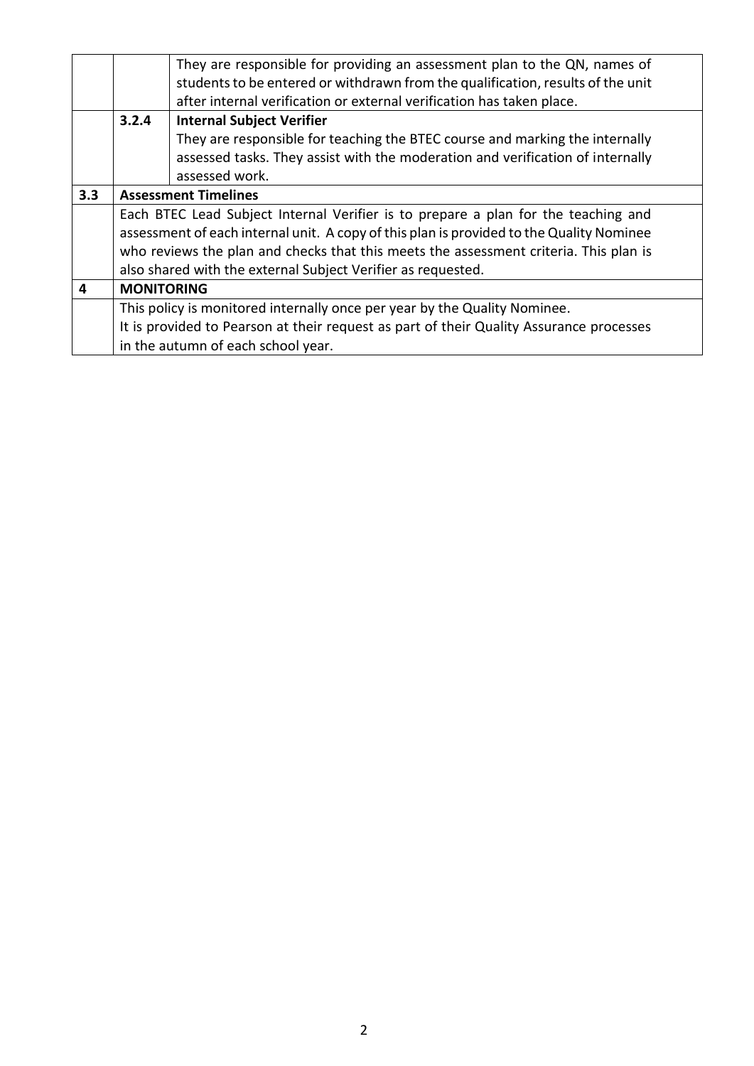| | | |
|---|---|---|
| | | They are responsible for providing an assessment plan to the QN, names of students to be entered or withdrawn from the qualification, results of the unit after internal verification or external verification has taken place. |
| | **3.2.4** | **Internal Subject Verifier**<br>They are responsible for teaching the BTEC course and marking the internally assessed tasks. They assist with the moderation and verification of internally assessed work. |
| **3.3** | **Assessment Timelines** | |
| | Each BTEC Lead Subject Internal Verifier is to prepare a plan for the teaching and assessment of each internal unit. A copy of this plan is provided to the Quality Nominee who reviews the plan and checks that this meets the assessment criteria. This plan is also shared with the external Subject Verifier as requested. | |
| **4** | **MONITORING** | |
| | This policy is monitored internally once per year by the Quality Nominee.<br>It is provided to Pearson at their request as part of their Quality Assurance processes in the autumn of each school year. | |